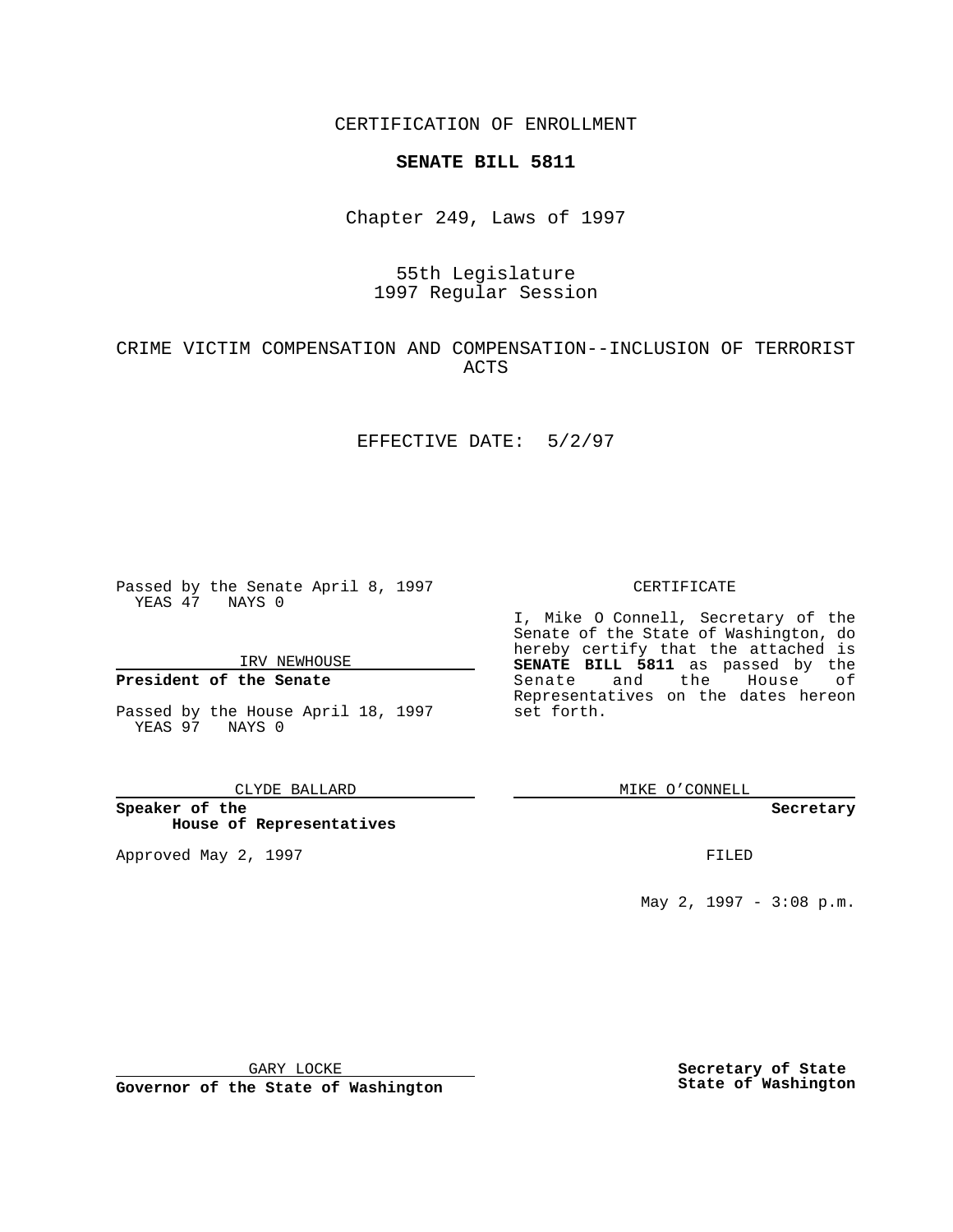CERTIFICATION OF ENROLLMENT

**SENATE BILL 5811**

Chapter 249, Laws of 1997

55th Legislature
1997 Regular Session

CRIME VICTIM COMPENSATION AND COMPENSATION--INCLUSION OF TERRORIST ACTS

EFFECTIVE DATE: 5/2/97

Passed by the Senate April 8, 1997
YEAS 47 NAYS 0

IRV NEWHOUSE

**President of the Senate**

Passed by the House April 18, 1997
YEAS 97 NAYS 0

CLYDE BALLARD

**Speaker of the House of Representatives**

Approved May 2, 1997

GARY LOCKE

**Governor of the State of Washington**

CERTIFICATE

I, Mike O Connell, Secretary of the Senate of the State of Washington, do hereby certify that the attached is **SENATE BILL 5811** as passed by the Senate and the House of Representatives on the dates hereon set forth.

MIKE O'CONNELL

**Secretary**

FILED

May 2, 1997 - 3:08 p.m.

**Secretary of State**
**State of Washington**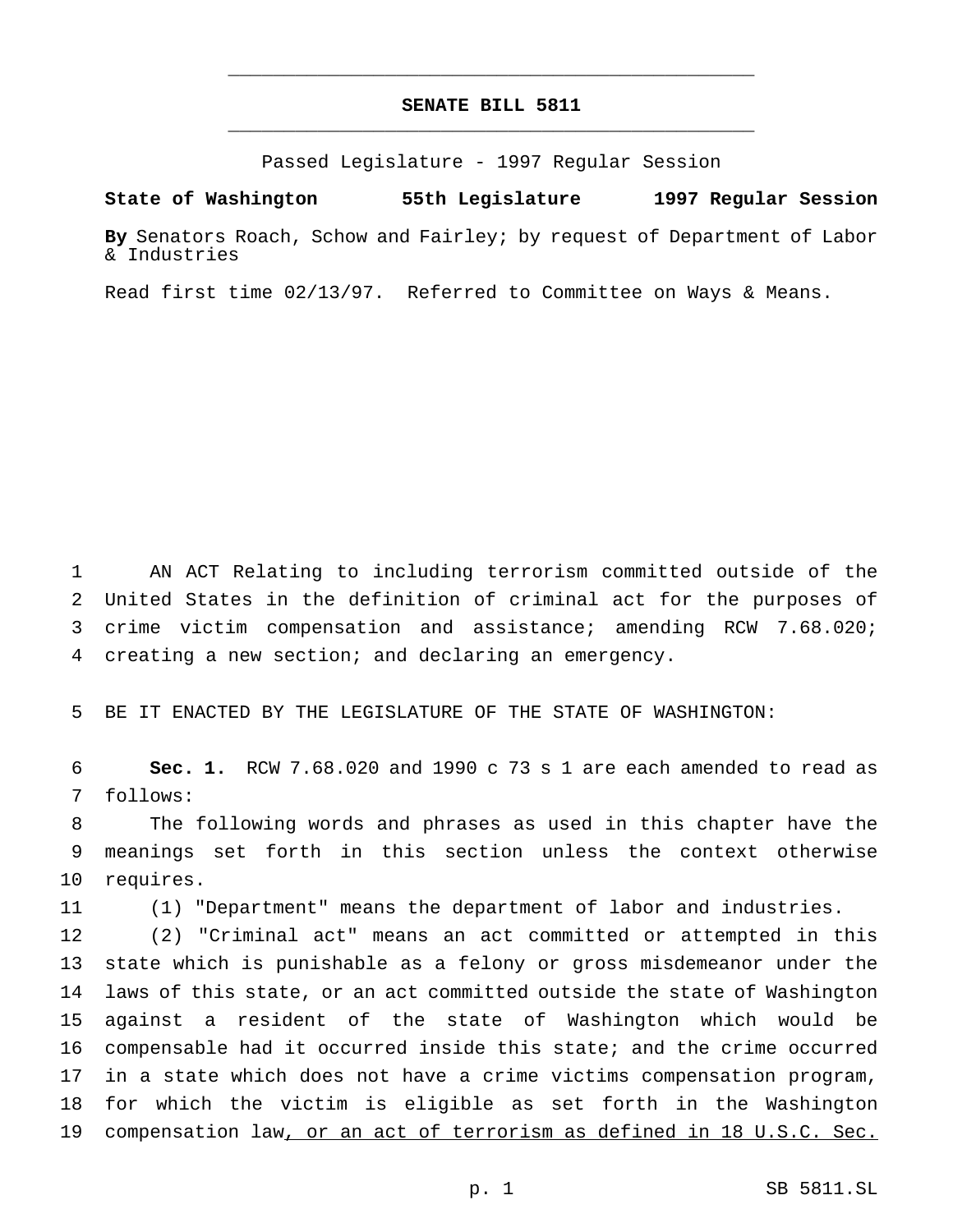# SENATE BILL 5811

Passed Legislature - 1997 Regular Session

**State of Washington 55th Legislature 1997 Regular Session**

**By** Senators Roach, Schow and Fairley; by request of Department of Labor & Industries

Read first time 02/13/97. Referred to Committee on Ways & Means.

1 AN ACT Relating to including terrorism committed outside of the
2 United States in the definition of criminal act for the purposes of
3 crime victim compensation and assistance; amending RCW 7.68.020;
4 creating a new section; and declaring an emergency.

5 BE IT ENACTED BY THE LEGISLATURE OF THE STATE OF WASHINGTON:

6 **Sec. 1.** RCW 7.68.020 and 1990 c 73 s 1 are each amended to read as
7 follows:

8 The following words and phrases as used in this chapter have the
9 meanings set forth in this section unless the context otherwise
10 requires.

11 (1) "Department" means the department of labor and industries.

12 (2) "Criminal act" means an act committed or attempted in this
13 state which is punishable as a felony or gross misdemeanor under the
14 laws of this state, or an act committed outside the state of Washington
15 against a resident of the state of Washington which would be
16 compensable had it occurred inside this state; and the crime occurred
17 in a state which does not have a crime victims compensation program,
18 for which the victim is eligible as set forth in the Washington
19 compensation law<u>, or an act of terrorism as defined in 18 U.S.C. Sec.</u>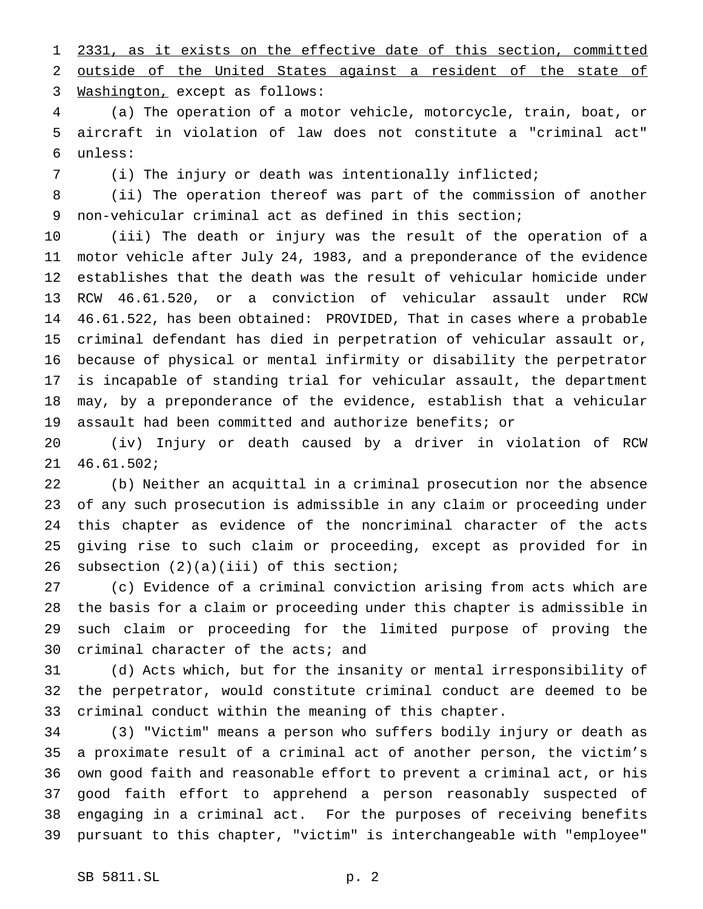2331, as it exists on the effective date of this section, committed outside of the United States against a resident of the state of Washington, except as follows:

(a) The operation of a motor vehicle, motorcycle, train, boat, or aircraft in violation of law does not constitute a "criminal act" unless:

(i) The injury or death was intentionally inflicted;

(ii) The operation thereof was part of the commission of another non-vehicular criminal act as defined in this section;

(iii) The death or injury was the result of the operation of a motor vehicle after July 24, 1983, and a preponderance of the evidence establishes that the death was the result of vehicular homicide under RCW 46.61.520, or a conviction of vehicular assault under RCW 46.61.522, has been obtained: PROVIDED, That in cases where a probable criminal defendant has died in perpetration of vehicular assault or, because of physical or mental infirmity or disability the perpetrator is incapable of standing trial for vehicular assault, the department may, by a preponderance of the evidence, establish that a vehicular assault had been committed and authorize benefits; or

(iv) Injury or death caused by a driver in violation of RCW 46.61.502;

(b) Neither an acquittal in a criminal prosecution nor the absence of any such prosecution is admissible in any claim or proceeding under this chapter as evidence of the noncriminal character of the acts giving rise to such claim or proceeding, except as provided for in subsection (2)(a)(iii) of this section;

(c) Evidence of a criminal conviction arising from acts which are the basis for a claim or proceeding under this chapter is admissible in such claim or proceeding for the limited purpose of proving the criminal character of the acts; and

(d) Acts which, but for the insanity or mental irresponsibility of the perpetrator, would constitute criminal conduct are deemed to be criminal conduct within the meaning of this chapter.

(3) "Victim" means a person who suffers bodily injury or death as a proximate result of a criminal act of another person, the victim's own good faith and reasonable effort to prevent a criminal act, or his good faith effort to apprehend a person reasonably suspected of engaging in a criminal act. For the purposes of receiving benefits pursuant to this chapter, "victim" is interchangeable with "employee"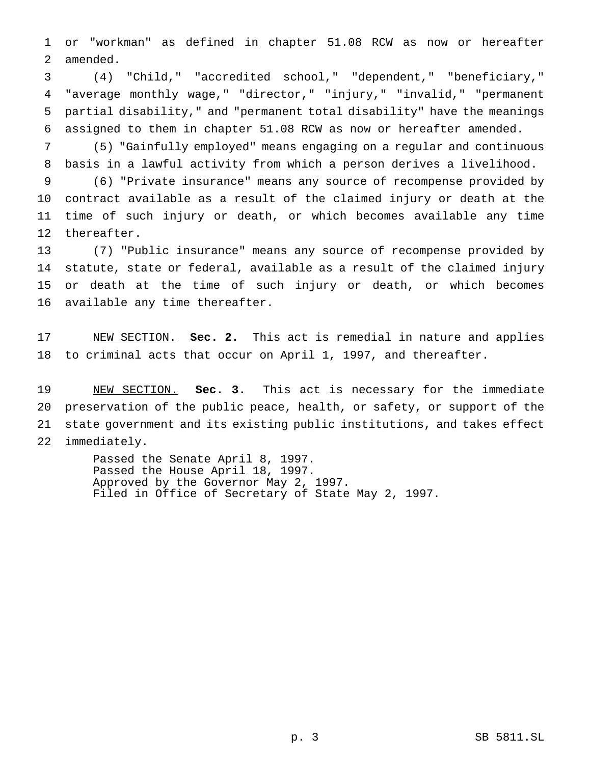or "workman" as defined in chapter 51.08 RCW as now or hereafter amended.

(4) "Child," "accredited school," "dependent," "beneficiary," "average monthly wage," "director," "injury," "invalid," "permanent partial disability," and "permanent total disability" have the meanings assigned to them in chapter 51.08 RCW as now or hereafter amended.

(5) "Gainfully employed" means engaging on a regular and continuous basis in a lawful activity from which a person derives a livelihood.

(6) "Private insurance" means any source of recompense provided by contract available as a result of the claimed injury or death at the time of such injury or death, or which becomes available any time thereafter.

(7) "Public insurance" means any source of recompense provided by statute, state or federal, available as a result of the claimed injury or death at the time of such injury or death, or which becomes available any time thereafter.

NEW SECTION. **Sec. 2.** This act is remedial in nature and applies to criminal acts that occur on April 1, 1997, and thereafter.

NEW SECTION. **Sec. 3.** This act is necessary for the immediate preservation of the public peace, health, or safety, or support of the state government and its existing public institutions, and takes effect immediately.

Passed the Senate April 8, 1997.
Passed the House April 18, 1997.
Approved by the Governor May 2, 1997.
Filed in Office of Secretary of State May 2, 1997.